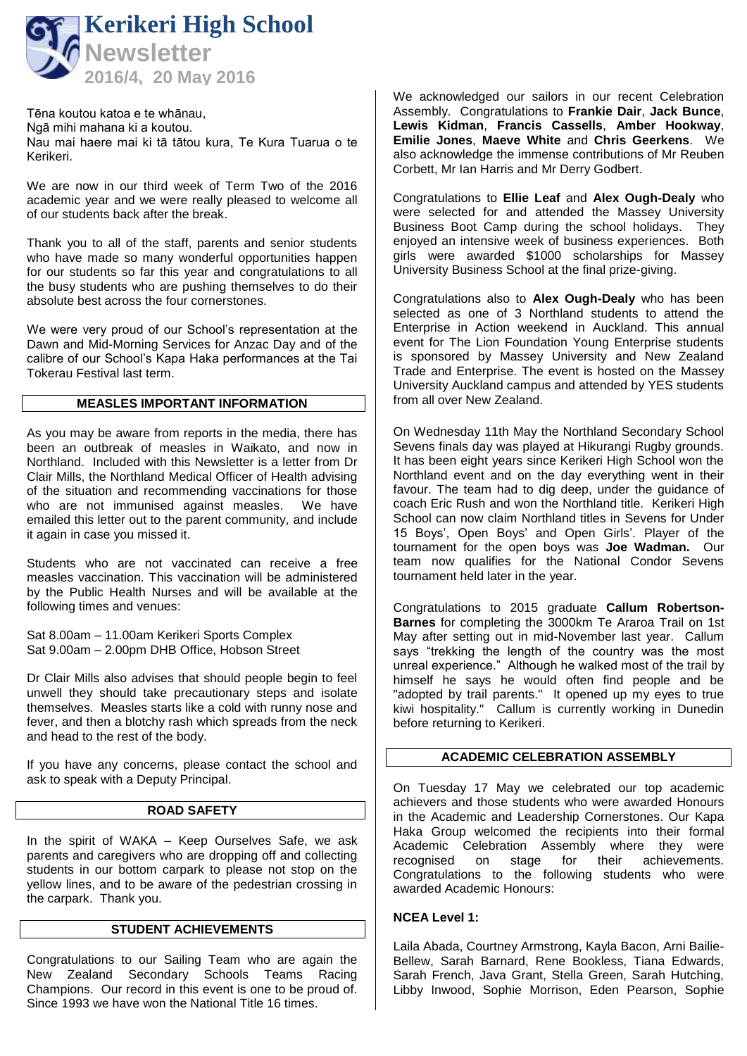# Kerikeri High School

## Newsletter

**2016/4, 20 May 2016**

Tēna koutou katoa e te whānau,
Ngā mihi mahana ki a koutou.
Nau mai haere mai ki tā tātou kura, Te Kura Tuarua o te Kerikeri.

We are now in our third week of Term Two of the 2016 academic year and we were really pleased to welcome all of our students back after the break.

Thank you to all of the staff, parents and senior students who have made so many wonderful opportunities happen for our students so far this year and congratulations to all the busy students who are pushing themselves to do their absolute best across the four cornerstones.

We were very proud of our School's representation at the Dawn and Mid-Morning Services for Anzac Day and of the calibre of our School's Kapa Haka performances at the Tai Tokerau Festival last term.

### MEASLES IMPORTANT INFORMATION

As you may be aware from reports in the media, there has been an outbreak of measles in Waikato, and now in Northland. Included with this Newsletter is a letter from Dr Clair Mills, the Northland Medical Officer of Health advising of the situation and recommending vaccinations for those who are not immunised against measles. We have emailed this letter out to the parent community, and include it again in case you missed it.

Students who are not vaccinated can receive a free measles vaccination. This vaccination will be administered by the Public Health Nurses and will be available at the following times and venues:

Sat 8.00am – 11.00am Kerikeri Sports Complex
Sat 9.00am – 2.00pm DHB Office, Hobson Street

Dr Clair Mills also advises that should people begin to feel unwell they should take precautionary steps and isolate themselves. Measles starts like a cold with runny nose and fever, and then a blotchy rash which spreads from the neck and head to the rest of the body.

If you have any concerns, please contact the school and ask to speak with a Deputy Principal.

### ROAD SAFETY

In the spirit of WAKA – Keep Ourselves Safe, we ask parents and caregivers who are dropping off and collecting students in our bottom carpark to please not stop on the yellow lines, and to be aware of the pedestrian crossing in the carpark. Thank you.

### STUDENT ACHIEVEMENTS

Congratulations to our Sailing Team who are again the New Zealand Secondary Schools Teams Racing Champions. Our record in this event is one to be proud of. Since 1993 we have won the National Title 16 times.

We acknowledged our sailors in our recent Celebration Assembly. Congratulations to **Frankie Dair**, **Jack Bunce**, **Lewis Kidman**, **Francis Cassells**, **Amber Hookway**, **Emilie Jones**, **Maeve White** and **Chris Geerkens**. We also acknowledge the immense contributions of Mr Reuben Corbett, Mr Ian Harris and Mr Derry Godbert.

Congratulations to **Ellie Leaf** and **Alex Ough-Dealy** who were selected for and attended the Massey University Business Boot Camp during the school holidays. They enjoyed an intensive week of business experiences. Both girls were awarded $1000 scholarships for Massey University Business School at the final prize-giving.

Congratulations also to **Alex Ough-Dealy** who has been selected as one of 3 Northland students to attend the Enterprise in Action weekend in Auckland. This annual event for The Lion Foundation Young Enterprise students is sponsored by Massey University and New Zealand Trade and Enterprise. The event is hosted on the Massey University Auckland campus and attended by YES students from all over New Zealand.

On Wednesday 11th May the Northland Secondary School Sevens finals day was played at Hikurangi Rugby grounds. It has been eight years since Kerikeri High School won the Northland event and on the day everything went in their favour. The team had to dig deep, under the guidance of coach Eric Rush and won the Northland title. Kerikeri High School can now claim Northland titles in Sevens for Under 15 Boys', Open Boys' and Open Girls'. Player of the tournament for the open boys was **Joe Wadman.** Our team now qualifies for the National Condor Sevens tournament held later in the year.

Congratulations to 2015 graduate **Callum Robertson-Barnes** for completing the 3000km Te Araroa Trail on 1st May after setting out in mid-November last year. Callum says "trekking the length of the country was the most unreal experience." Although he walked most of the trail by himself he says he would often find people and be "adopted by trail parents." It opened up my eyes to true kiwi hospitality." Callum is currently working in Dunedin before returning to Kerikeri.

### ACADEMIC CELEBRATION ASSEMBLY

On Tuesday 17 May we celebrated our top academic achievers and those students who were awarded Honours in the Academic and Leadership Cornerstones. Our Kapa Haka Group welcomed the recipients into their formal Academic Celebration Assembly where they were recognised on stage for their achievements. Congratulations to the following students who were awarded Academic Honours:

**NCEA Level 1:**

Laila Abada, Courtney Armstrong, Kayla Bacon, Arni Bailie-Bellew, Sarah Barnard, Rene Bookless, Tiana Edwards, Sarah French, Java Grant, Stella Green, Sarah Hutching, Libby Inwood, Sophie Morrison, Eden Pearson, Sophie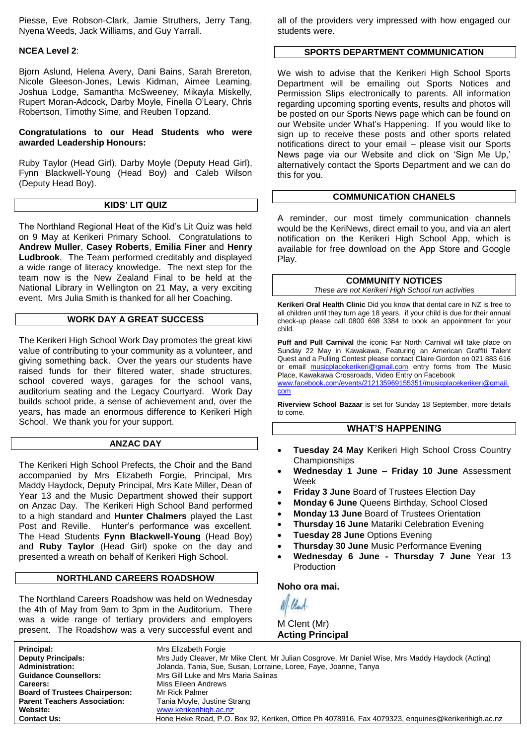Piesse, Eve Robson-Clark, Jamie Struthers, Jerry Tang, Nyena Weeds, Jack Williams, and Guy Yarrall.

**NCEA Level 2**:

Bjorn Aslund, Helena Avery, Dani Bains, Sarah Brereton, Nicole Gleeson-Jones, Lewis Kidman, Aimee Leaming, Joshua Lodge, Samantha McSweeney, Mikayla Miskelly, Rupert Moran-Adcock, Darby Moyle, Finella O'Leary, Chris Robertson, Timothy Sime, and Reuben Topzand.

**Congratulations to our Head Students who were awarded Leadership Honours:**

Ruby Taylor (Head Girl), Darby Moyle (Deputy Head Girl), Fynn Blackwell-Young (Head Boy) and Caleb Wilson (Deputy Head Boy).

## KIDS' LIT QUIZ

The Northland Regional Heat of the Kid's Lit Quiz was held on 9 May at Kerikeri Primary School. Congratulations to **Andrew Muller**, **Casey Roberts**, **Emilia Finer** and **Henry Ludbrook**. The Team performed creditably and displayed a wide range of literacy knowledge. The next step for the team now is the New Zealand Final to be held at the National Library in Wellington on 21 May, a very exciting event. Mrs Julia Smith is thanked for all her Coaching.

## WORK DAY A GREAT SUCCESS

The Kerikeri High School Work Day promotes the great kiwi value of contributing to your community as a volunteer, and giving something back. Over the years our students have raised funds for their filtered water, shade structures, school covered ways, garages for the school vans, auditorium seating and the Legacy Courtyard. Work Day builds school pride, a sense of achievement and, over the years, has made an enormous difference to Kerikeri High School. We thank you for your support.

## ANZAC DAY

The Kerikeri High School Prefects, the Choir and the Band accompanied by Mrs Elizabeth Forgie, Principal, Mrs Maddy Haydock, Deputy Principal, Mrs Kate Miller, Dean of Year 13 and the Music Department showed their support on Anzac Day. The Kerikeri High School Band performed to a high standard and **Hunter Chalmers** played the Last Post and Reville. Hunter's performance was excellent. The Head Students **Fynn Blackwell-Young** (Head Boy) and **Ruby Taylor** (Head Girl) spoke on the day and presented a wreath on behalf of Kerikeri High School.

## NORTHLAND CAREERS ROADSHOW

The Northland Careers Roadshow was held on Wednesday the 4th of May from 9am to 3pm in the Auditorium. There was a wide range of tertiary providers and employers present. The Roadshow was a very successful event and all of the providers very impressed with how engaged our students were.

## SPORTS DEPARTMENT COMMUNICATION

We wish to advise that the Kerikeri High School Sports Department will be emailing out Sports Notices and Permission Slips electronically to parents. All information regarding upcoming sporting events, results and photos will be posted on our Sports News page which can be found on our Website under What's Happening. If you would like to sign up to receive these posts and other sports related notifications direct to your email – please visit our Sports News page via our Website and click on 'Sign Me Up,' alternatively contact the Sports Department and we can do this for you.

## COMMUNICATION CHANELS

A reminder, our most timely communication channels would be the KeriNews, direct email to you, and via an alert notification on the Kerikeri High School App, which is available for free download on the App Store and Google Play.

## COMMUNITY NOTICES

*These are not Kerikeri High School run activities*

**Kerikeri Oral Health Clinic** Did you know that dental care in NZ is free to all children until they turn age 18 years. if your child is due for their annual check-up please call 0800 698 3384 to book an appointment for your child.

**Puff and Pull Carnival** the iconic Far North Carnival will take place on Sunday 22 May in Kawakawa, Featuring an American Graffiti Talent Quest and a Pulling Contest please contact Claire Gordon on 021 883 616 or email musicplacekerikeri@gmail.com entry forms from The Music Place, Kawakawa Crossroads, Video Entry on Facebook www.facebook.com/events/212135969155351/musicplacekerikeri@gmail.com

**Riverview School Bazaar** is set for Sunday 18 September, more details to come.

## WHAT'S HAPPENING

- **Tuesday 24 May** Kerikeri High School Cross Country Championships
- **Wednesday 1 June – Friday 10 June** Assessment Week
- **Friday 3 June** Board of Trustees Election Day
- **Monday 6 June** Queens Birthday, School Closed
- **Monday 13 June** Board of Trustees Orientation
- **Thursday 16 June** Matariki Celebration Evening
- **Tuesday 28 June** Options Evening
- **Thursday 30 June** Music Performance Evening
- **Wednesday 6 June - Thursday 7 June** Year 13 Production

**Noho ora mai.**

M Clent (Mr)
**Acting Principal**

| | |
|---|---|
| **Principal:** | Mrs Elizabeth Forgie |
| **Deputy Principals:** | Mrs Judy Cleaver, Mr Mike Clent, Mr Julian Cosgrove, Mr Daniel Wise, Mrs Maddy Haydock (Acting) |
| **Administration:** | Jolanda, Tania, Sue, Susan, Lorraine, Loree, Faye, Joanne, Tanya |
| **Guidance Counsellors:** | Mrs Gill Luke and Mrs Maria Salinas |
| **Careers:** | Miss Eileen Andrews |
| **Board of Trustees Chairperson:** | Mr Rick Palmer |
| **Parent Teachers Association:** | Tania Moyle, Justine Strang |
| **Website:** | www.kerikerihigh.ac.nz |
| **Contact Us:** | Hone Heke Road, P.O. Box 92, Kerikeri, Office Ph 4078916, Fax 4079323, enquiries@kerikerihigh.ac.nz |